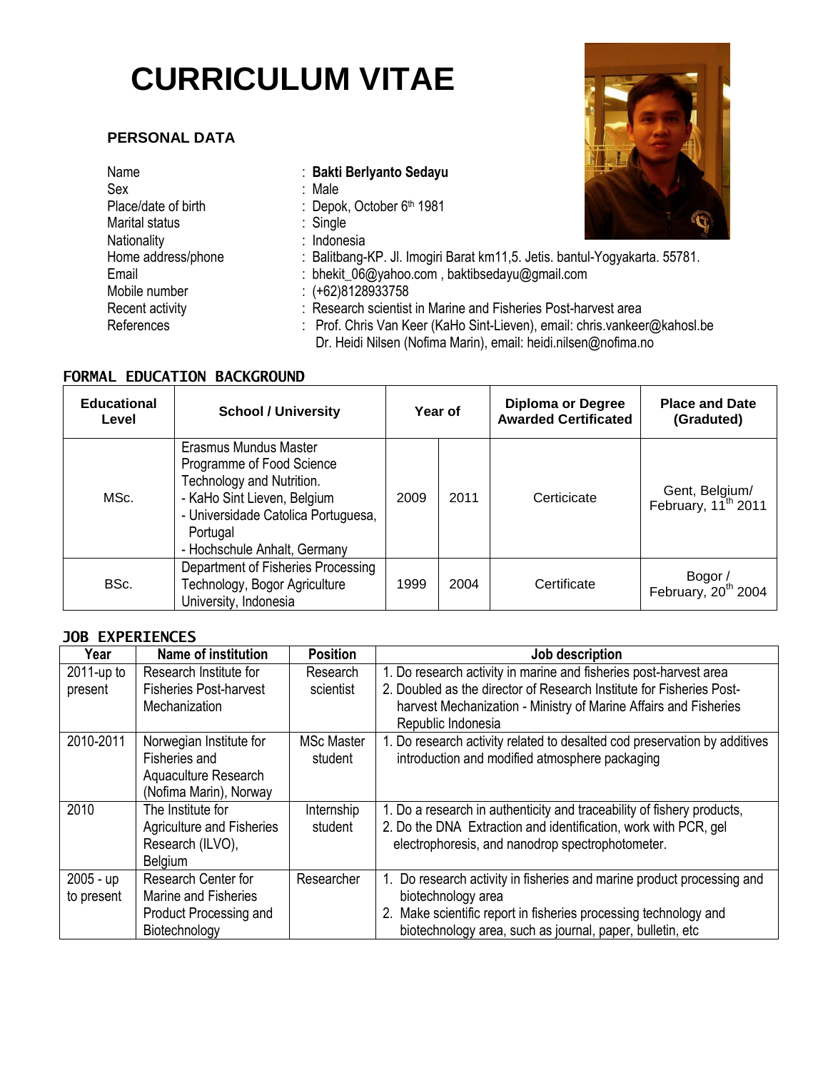# CURRICULUM VITAE

## PERSONAL DATA

| | |
|---|---|
| Name | : **Bakti Berlyanto Sedayu** |
| Sex | : Male |
| Place/date of birth | : Depok, October 6th 1981 |
| Marital status | : Single |
| Nationality | : Indonesia |
| Home address/phone | : Balitbang-KP. Jl. Imogiri Barat km11,5. Jetis. bantul-Yogyakarta. 55781. |
| Email | : bhekit_06@yahoo.com , baktibsedayu@gmail.com |
| Mobile number | : (+62)8128933758 |
| Recent activity | : Research scientist in Marine and Fisheries Post-harvest area |
| References | : Prof. Chris Van Keer (KaHo Sint-Lieven), email: chris.vankeer@kahosl.be<br>Dr. Heidi Nilsen (Nofima Marin), email: heidi.nilsen@nofima.no |

## FORMAL EDUCATION BACKGROUND

| Educational Level | School / University | Year of | | Diploma or Degree Awarded Certificated | Place and Date (Graduted) |
|---|---|---|---|---|---|
| MSc. | Erasmus Mundus Master Programme of Food Science Technology and Nutrition.<br>- KaHo Sint Lieven, Belgium<br>- Universidade Catolica Portuguesa, Portugal<br>- Hochschule Anhalt, Germany | 2009 | 2011 | Certicicate | Gent, Belgium/ February, 11th 2011 |
| BSc. | Department of Fisheries Processing Technology, Bogor Agriculture University, Indonesia | 1999 | 2004 | Certificate | Bogor / February, 20th 2004 |

## JOB EXPERIENCES

| Year | Name of institution | Position | Job description |
|---|---|---|---|
| 2011-up to present | Research Institute for Fisheries Post-harvest Mechanization | Research scientist | 1. Do research activity in marine and fisheries post-harvest area<br>2. Doubled as the director of Research Institute for Fisheries Post-harvest Mechanization - Ministry of Marine Affairs and Fisheries Republic Indonesia |
| 2010-2011 | Norwegian Institute for Fisheries and Aquaculture Research (Nofima Marin), Norway | MSc Master student | 1. Do research activity related to desalted cod preservation by additives introduction and modified atmosphere packaging |
| 2010 | The Institute for Agriculture and Fisheries Research (ILVO), Belgium | Internship student | 1. Do a research in authenticity and traceability of fishery products,<br>2. Do the DNA Extraction and identification, work with PCR, gel electrophoresis, and nanodrop spectrophotometer. |
| 2005 - up to present | Research Center for Marine and Fisheries Product Processing and Biotechnology | Researcher | 1. Do research activity in fisheries and marine product processing and biotechnology area<br>2. Make scientific report in fisheries processing technology and biotechnology area, such as journal, paper, bulletin, etc |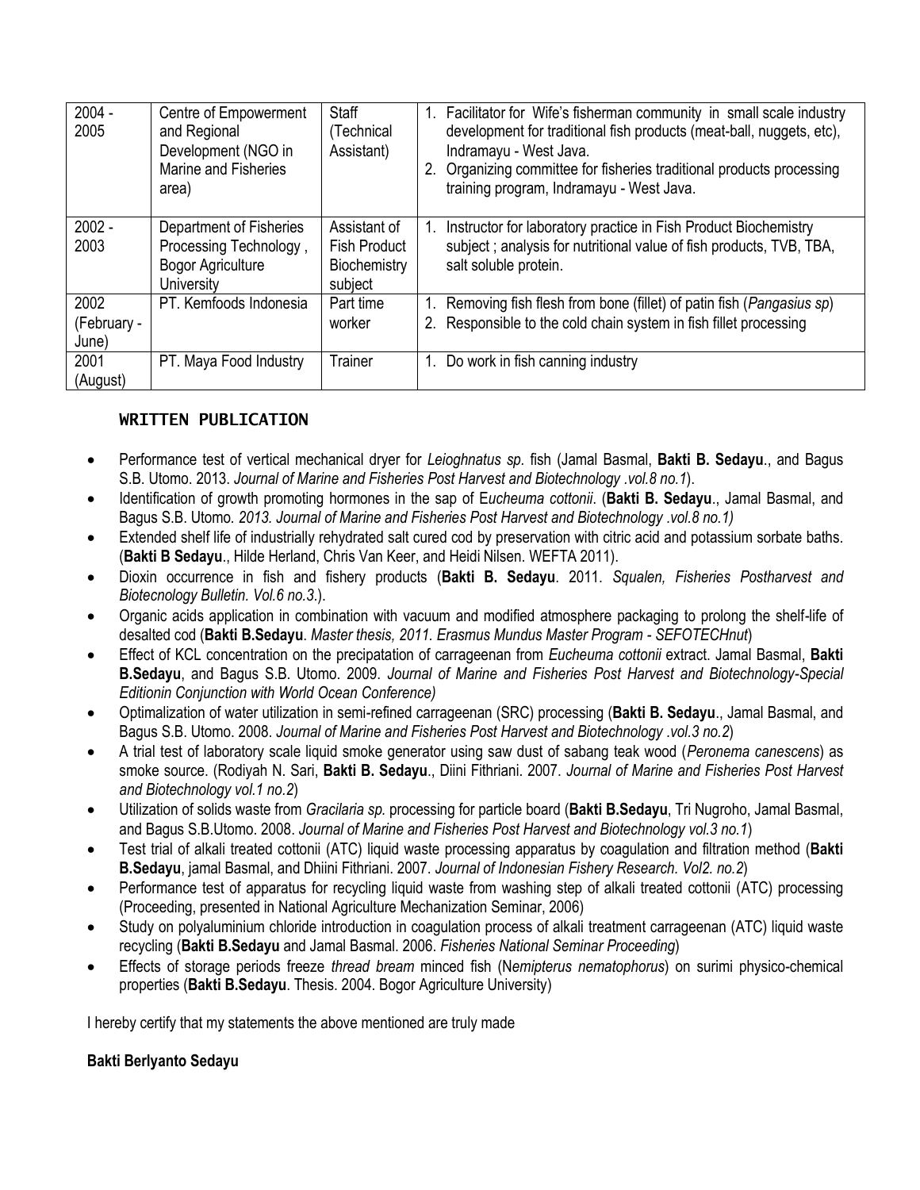| | | | |
|---|---|---|---|
| 2004 - 2005 | Centre of Empowerment and Regional Development (NGO in Marine and Fisheries area) | Staff (Technical Assistant) | 1. Facilitator for Wife's fisherman community in small scale industry development for traditional fish products (meat-ball, nuggets, etc), Indramayu - West Java.<br>2. Organizing committee for fisheries traditional products processing training program, Indramayu - West Java. |
| 2002 - 2003 | Department of Fisheries Processing Technology , Bogor Agriculture University | Assistant of Fish Product Biochemistry subject | 1. Instructor for laboratory practice in Fish Product Biochemistry subject ; analysis for nutritional value of fish products, TVB, TBA, salt soluble protein. |
| 2002 (February - June) | PT. Kemfoods Indonesia | Part time worker | 1. Removing fish flesh from bone (fillet) of patin fish (*Pangasius sp*)<br>2. Responsible to the cold chain system in fish fillet processing |
| 2001 (August) | PT. Maya Food Industry | Trainer | 1. Do work in fish canning industry |

## WRITTEN PUBLICATION

- Performance test of vertical mechanical dryer for *Leioghnatus sp.* fish (Jamal Basmal, **Bakti B. Sedayu**., and Bagus S.B. Utomo. 2013. *Journal of Marine and Fisheries Post Harvest and Biotechnology .vol.8 no.1*).
- Identification of growth promoting hormones in the sap of E*ucheuma cottonii*. (**Bakti B. Sedayu**., Jamal Basmal, and Bagus S.B. Utomo*. 2013. Journal of Marine and Fisheries Post Harvest and Biotechnology .vol.8 no.1)*
- Extended shelf life of industrially rehydrated salt cured cod by preservation with citric acid and potassium sorbate baths. (**Bakti B Sedayu**., Hilde Herland, Chris Van Keer, and Heidi Nilsen. WEFTA 2011).
- Dioxin occurrence in fish and fishery products (**Bakti B. Sedayu**. 2011. *Squalen, Fisheries Postharvest and Biotecnology Bulletin. Vol.6 no.3*.).
- Organic acids application in combination with vacuum and modified atmosphere packaging to prolong the shelf-life of desalted cod (**Bakti B.Sedayu**. *Master thesis, 2011. Erasmus Mundus Master Program - SEFOTECHnut*)
- Effect of KCL concentration on the precipatation of carrageenan from *Eucheuma cottonii* extract. Jamal Basmal, **Bakti B.Sedayu**, and Bagus S.B. Utomo. 2009. *Journal of Marine and Fisheries Post Harvest and Biotechnology-Special Editionin Conjunction with World Ocean Conference)*
- Optimalization of water utilization in semi-refined carrageenan (SRC) processing (**Bakti B. Sedayu**., Jamal Basmal, and Bagus S.B. Utomo. 2008. *Journal of Marine and Fisheries Post Harvest and Biotechnology .vol.3 no.2*)
- A trial test of laboratory scale liquid smoke generator using saw dust of sabang teak wood (*Peronema canescens*) as smoke source. (Rodiyah N. Sari, **Bakti B. Sedayu**., Diini Fithriani. 2007. *Journal of Marine and Fisheries Post Harvest and Biotechnology vol.1 no.2*)
- Utilization of solids waste from *Gracilaria sp.* processing for particle board (**Bakti B.Sedayu**, Tri Nugroho, Jamal Basmal, and Bagus S.B.Utomo. 2008. *Journal of Marine and Fisheries Post Harvest and Biotechnology vol.3 no.1*)
- Test trial of alkali treated cottonii (ATC) liquid waste processing apparatus by coagulation and filtration method (**Bakti B.Sedayu**, jamal Basmal, and Dhiini Fithriani. 2007. *Journal of Indonesian Fishery Research. Vol2. no.2*)
- Performance test of apparatus for recycling liquid waste from washing step of alkali treated cottonii (ATC) processing (Proceeding, presented in National Agriculture Mechanization Seminar, 2006)
- Study on polyaluminium chloride introduction in coagulation process of alkali treatment carrageenan (ATC) liquid waste recycling (**Bakti B.Sedayu** and Jamal Basmal. 2006. *Fisheries National Seminar Proceeding*)
- Effects of storage periods freeze *thread bream* minced fish (N*emipterus nematophorus*) on surimi physico-chemical properties (**Bakti B.Sedayu**. Thesis. 2004. Bogor Agriculture University)

I hereby certify that my statements the above mentioned are truly made

**Bakti Berlyanto Sedayu**